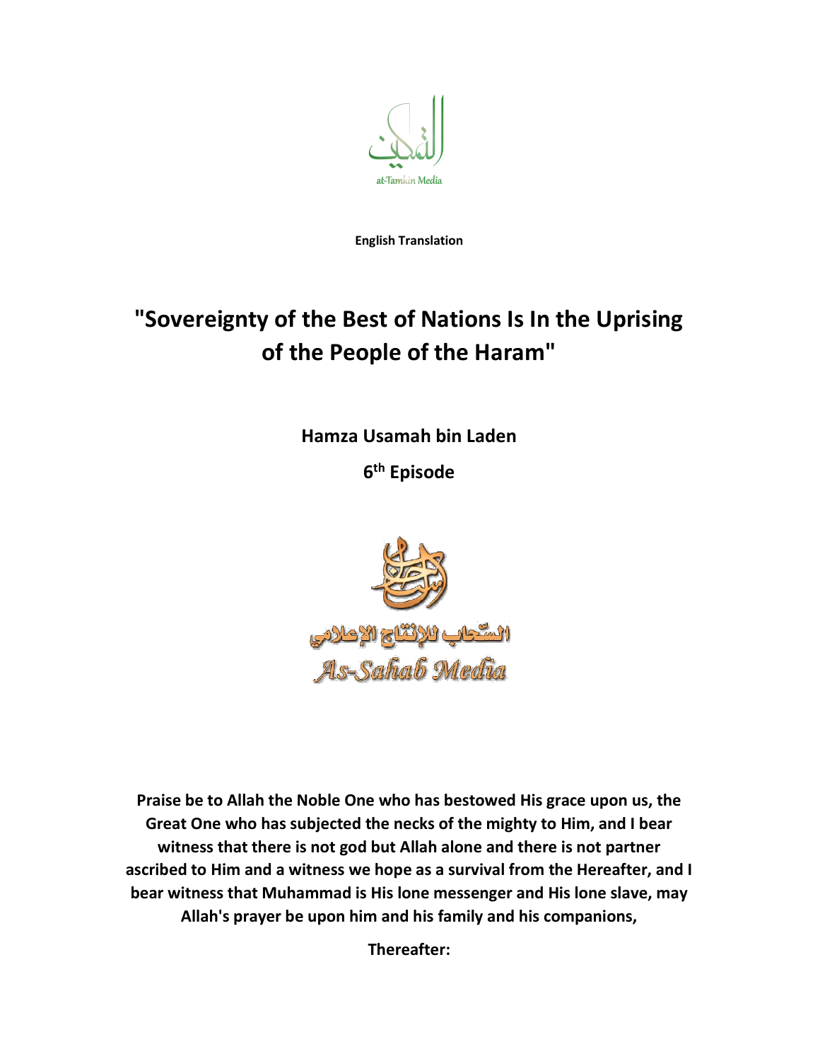at-Tamkin Media

**English Translation**

# "Sovereignty of the Best of Nations Is In the Uprising of the People of the Haram"

**Hamza Usamah bin Laden**

**6th Episode**

السّحاب للإنتاج الإعلامي

As-Sahab Media

**Praise be to Allah the Noble One who has bestowed His grace upon us, the Great One who has subjected the necks of the mighty to Him, and I bear witness that there is not god but Allah alone and there is not partner ascribed to Him and a witness we hope as a survival from the Hereafter, and I bear witness that Muhammad is His lone messenger and His lone slave, may Allah's prayer be upon him and his family and his companions,**

**Thereafter:**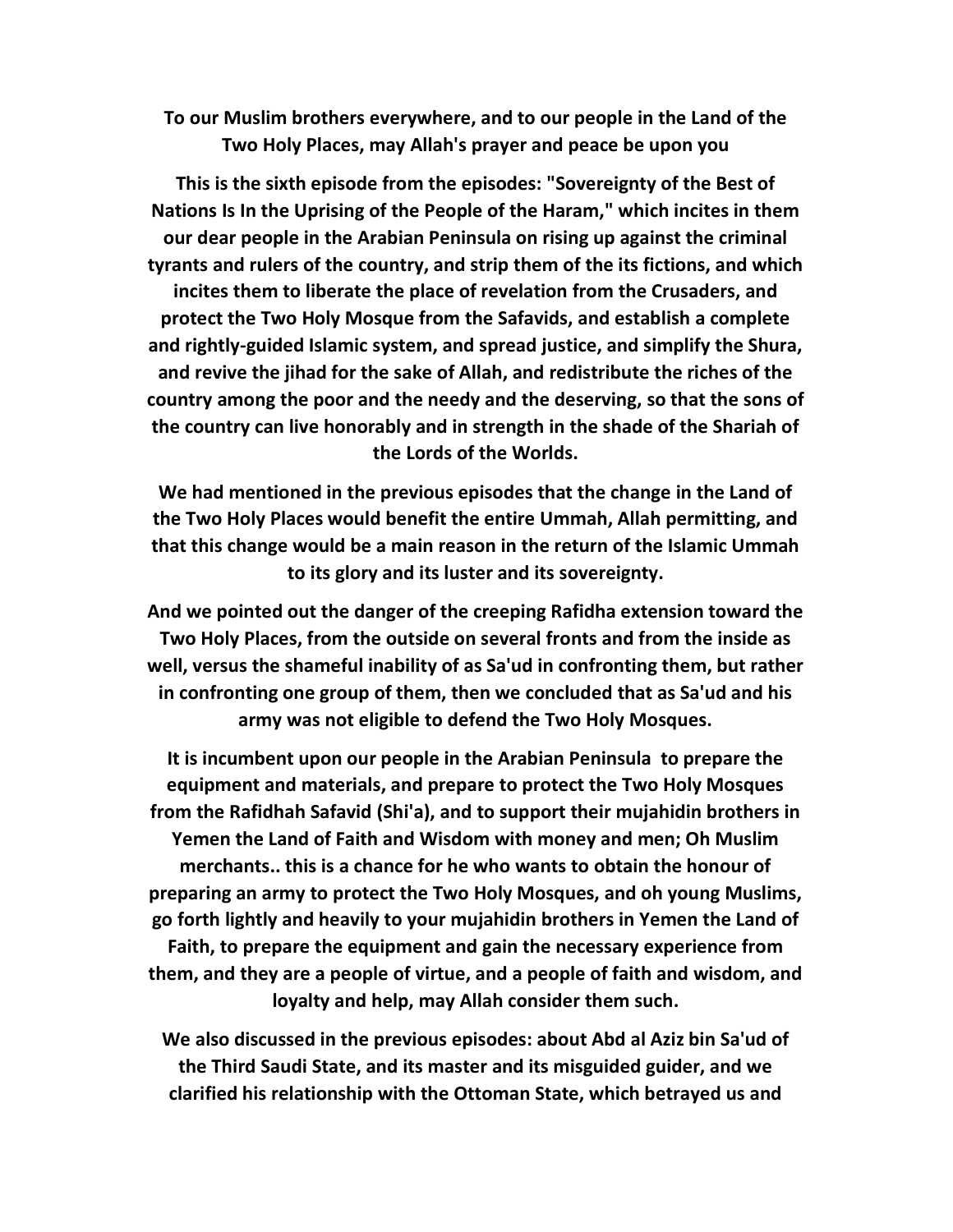**To our Muslim brothers everywhere, and to our people in the Land of the Two Holy Places, may Allah's prayer and peace be upon you**

**This is the sixth episode from the episodes: "Sovereignty of the Best of Nations Is In the Uprising of the People of the Haram," which incites in them our dear people in the Arabian Peninsula on rising up against the criminal tyrants and rulers of the country, and strip them of the its fictions, and which incites them to liberate the place of revelation from the Crusaders, and protect the Two Holy Mosque from the Safavids, and establish a complete and rightly-guided Islamic system, and spread justice, and simplify the Shura, and revive the jihad for the sake of Allah, and redistribute the riches of the country among the poor and the needy and the deserving, so that the sons of the country can live honorably and in strength in the shade of the Shariah of the Lords of the Worlds.**

**We had mentioned in the previous episodes that the change in the Land of the Two Holy Places would benefit the entire Ummah, Allah permitting, and that this change would be a main reason in the return of the Islamic Ummah to its glory and its luster and its sovereignty.**

**And we pointed out the danger of the creeping Rafidha extension toward the Two Holy Places, from the outside on several fronts and from the inside as well, versus the shameful inability of as Sa'ud in confronting them, but rather in confronting one group of them, then we concluded that as Sa'ud and his army was not eligible to defend the Two Holy Mosques.**

**It is incumbent upon our people in the Arabian Peninsula to prepare the equipment and materials, and prepare to protect the Two Holy Mosques from the Rafidhah Safavid (Shi'a), and to support their mujahidin brothers in Yemen the Land of Faith and Wisdom with money and men; Oh Muslim merchants.. this is a chance for he who wants to obtain the honour of preparing an army to protect the Two Holy Mosques, and oh young Muslims, go forth lightly and heavily to your mujahidin brothers in Yemen the Land of Faith, to prepare the equipment and gain the necessary experience from them, and they are a people of virtue, and a people of faith and wisdom, and loyalty and help, may Allah consider them such.**

**We also discussed in the previous episodes: about Abd al Aziz bin Sa'ud of the Third Saudi State, and its master and its misguided guider, and we clarified his relationship with the Ottoman State, which betrayed us and**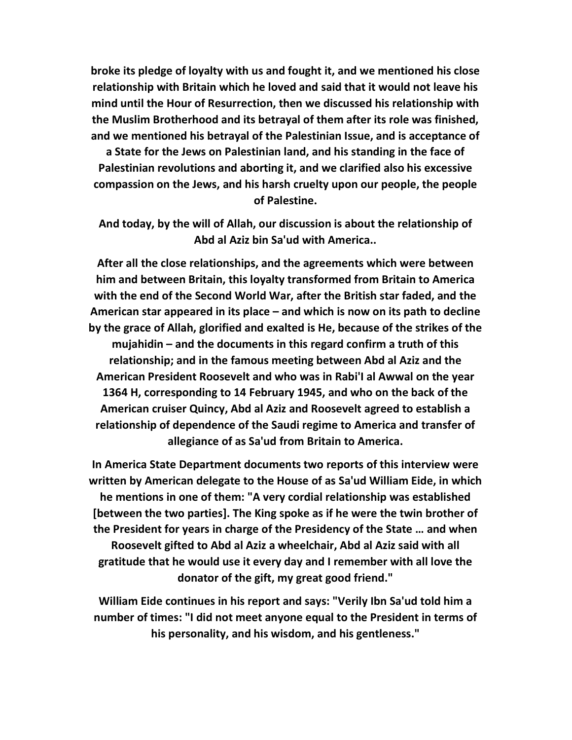**broke its pledge of loyalty with us and fought it, and we mentioned his close relationship with Britain which he loved and said that it would not leave his mind until the Hour of Resurrection, then we discussed his relationship with the Muslim Brotherhood and its betrayal of them after its role was finished, and we mentioned his betrayal of the Palestinian Issue, and is acceptance of a State for the Jews on Palestinian land, and his standing in the face of Palestinian revolutions and aborting it, and we clarified also his excessive compassion on the Jews, and his harsh cruelty upon our people, the people of Palestine.**

**And today, by the will of Allah, our discussion is about the relationship of Abd al Aziz bin Sa'ud with America..**

**After all the close relationships, and the agreements which were between him and between Britain, this loyalty transformed from Britain to America with the end of the Second World War, after the British star faded, and the American star appeared in its place – and which is now on its path to decline by the grace of Allah, glorified and exalted is He, because of the strikes of the mujahidin – and the documents in this regard confirm a truth of this relationship; and in the famous meeting between Abd al Aziz and the American President Roosevelt and who was in Rabi'I al Awwal on the year 1364 H, corresponding to 14 February 1945, and who on the back of the American cruiser Quincy, Abd al Aziz and Roosevelt agreed to establish a relationship of dependence of the Saudi regime to America and transfer of allegiance of as Sa'ud from Britain to America.**

**In America State Department documents two reports of this interview were written by American delegate to the House of as Sa'ud William Eide, in which he mentions in one of them: "A very cordial relationship was established [between the two parties]. The King spoke as if he were the twin brother of the President for years in charge of the Presidency of the State … and when Roosevelt gifted to Abd al Aziz a wheelchair, Abd al Aziz said with all gratitude that he would use it every day and I remember with all love the donator of the gift, my great good friend."**

**William Eide continues in his report and says: "Verily Ibn Sa'ud told him a number of times: "I did not meet anyone equal to the President in terms of his personality, and his wisdom, and his gentleness."**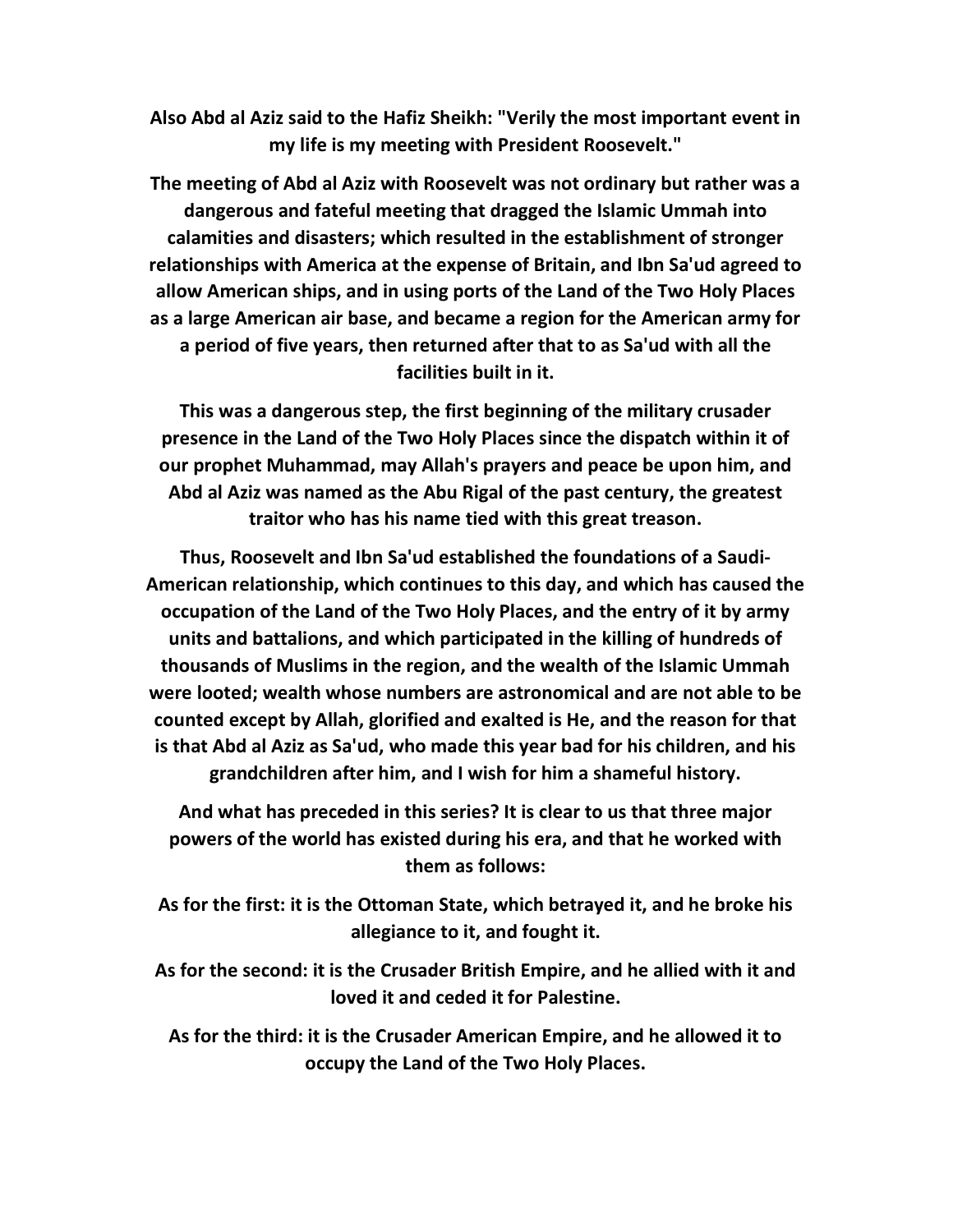**Also Abd al Aziz said to the Hafiz Sheikh: "Verily the most important event in my life is my meeting with President Roosevelt."**

**The meeting of Abd al Aziz with Roosevelt was not ordinary but rather was a dangerous and fateful meeting that dragged the Islamic Ummah into calamities and disasters; which resulted in the establishment of stronger relationships with America at the expense of Britain, and Ibn Sa'ud agreed to allow American ships, and in using ports of the Land of the Two Holy Places as a large American air base, and became a region for the American army for a period of five years, then returned after that to as Sa'ud with all the facilities built in it.**

**This was a dangerous step, the first beginning of the military crusader presence in the Land of the Two Holy Places since the dispatch within it of our prophet Muhammad, may Allah's prayers and peace be upon him, and Abd al Aziz was named as the Abu Rigal of the past century, the greatest traitor who has his name tied with this great treason.**

**Thus, Roosevelt and Ibn Sa'ud established the foundations of a Saudi-American relationship, which continues to this day, and which has caused the occupation of the Land of the Two Holy Places, and the entry of it by army units and battalions, and which participated in the killing of hundreds of thousands of Muslims in the region, and the wealth of the Islamic Ummah were looted; wealth whose numbers are astronomical and are not able to be counted except by Allah, glorified and exalted is He, and the reason for that is that Abd al Aziz as Sa'ud, who made this year bad for his children, and his grandchildren after him, and I wish for him a shameful history.**

**And what has preceded in this series? It is clear to us that three major powers of the world has existed during his era, and that he worked with them as follows:**

**As for the first: it is the Ottoman State, which betrayed it, and he broke his allegiance to it, and fought it.**

**As for the second: it is the Crusader British Empire, and he allied with it and loved it and ceded it for Palestine.**

**As for the third: it is the Crusader American Empire, and he allowed it to occupy the Land of the Two Holy Places.**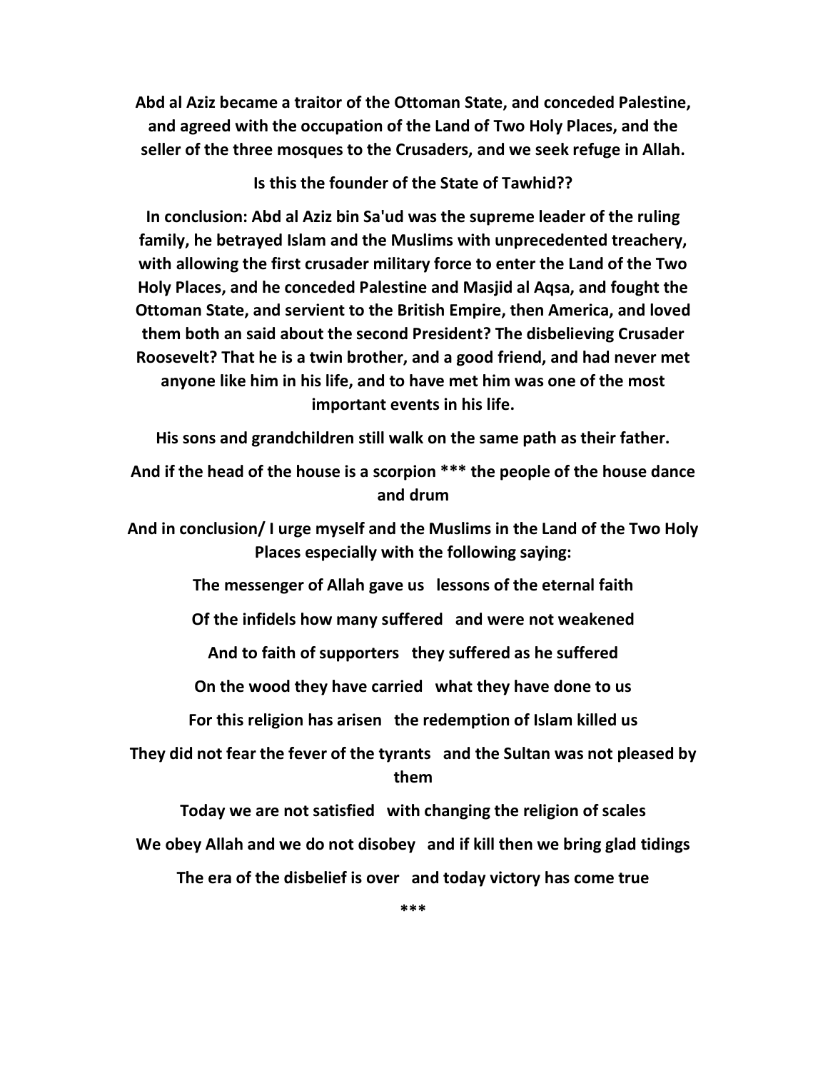**Abd al Aziz became a traitor of the Ottoman State, and conceded Palestine, and agreed with the occupation of the Land of Two Holy Places, and the seller of the three mosques to the Crusaders, and we seek refuge in Allah.**

**Is this the founder of the State of Tawhid??**

**In conclusion: Abd al Aziz bin Sa'ud was the supreme leader of the ruling family, he betrayed Islam and the Muslims with unprecedented treachery, with allowing the first crusader military force to enter the Land of the Two Holy Places, and he conceded Palestine and Masjid al Aqsa, and fought the Ottoman State, and servient to the British Empire, then America, and loved them both an said about the second President? The disbelieving Crusader Roosevelt? That he is a twin brother, and a good friend, and had never met anyone like him in his life, and to have met him was one of the most important events in his life.**

**His sons and grandchildren still walk on the same path as their father.**

**And if the head of the house is a scorpion *** the people of the house dance and drum**

**And in conclusion/ I urge myself and the Muslims in the Land of the Two Holy Places especially with the following saying:**

**The messenger of Allah gave us   lessons of the eternal faith**

**Of the infidels how many suffered   and were not weakened**

**And to faith of supporters   they suffered as he suffered**

**On the wood they have carried   what they have done to us**

**For this religion has arisen   the redemption of Islam killed us**

**They did not fear the fever of the tyrants   and the Sultan was not pleased by them**

**Today we are not satisfied   with changing the religion of scales**

**We obey Allah and we do not disobey   and if kill then we bring glad tidings**

**The era of the disbelief is over   and today victory has come true**

***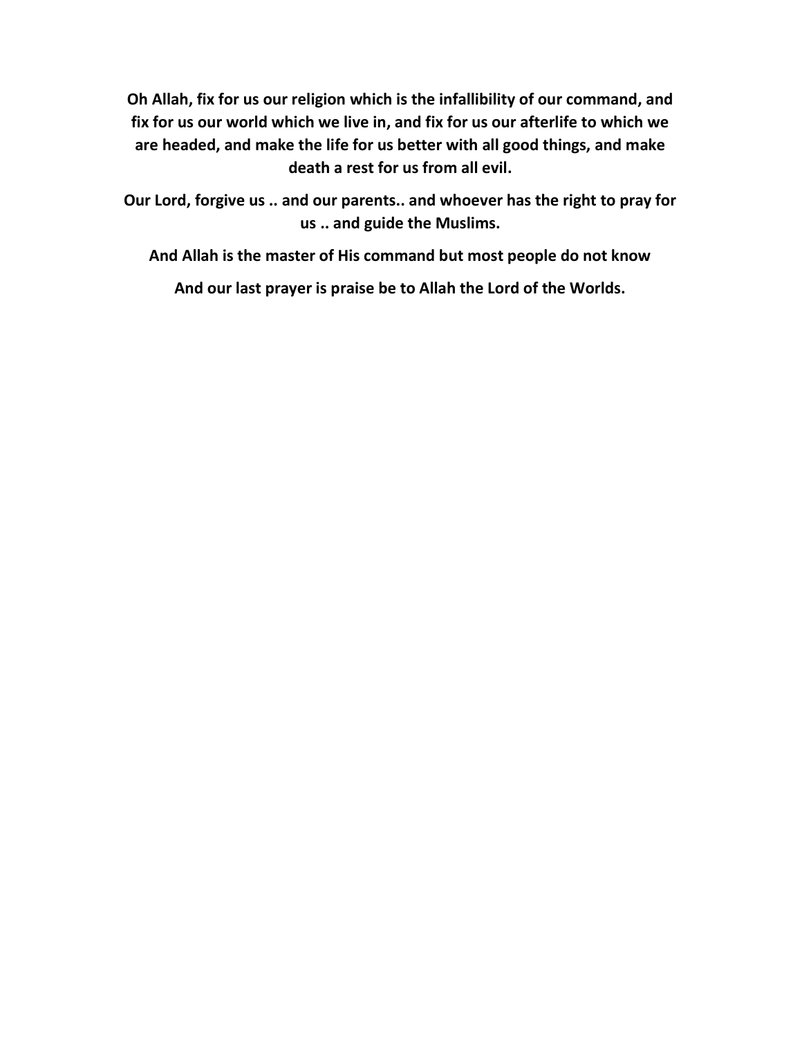**Oh Allah, fix for us our religion which is the infallibility of our command, and fix for us our world which we live in, and fix for us our afterlife to which we are headed, and make the life for us better with all good things, and make death a rest for us from all evil.**

**Our Lord, forgive us .. and our parents.. and whoever has the right to pray for us .. and guide the Muslims.**

**And Allah is the master of His command but most people do not know**

**And our last prayer is praise be to Allah the Lord of the Worlds.**